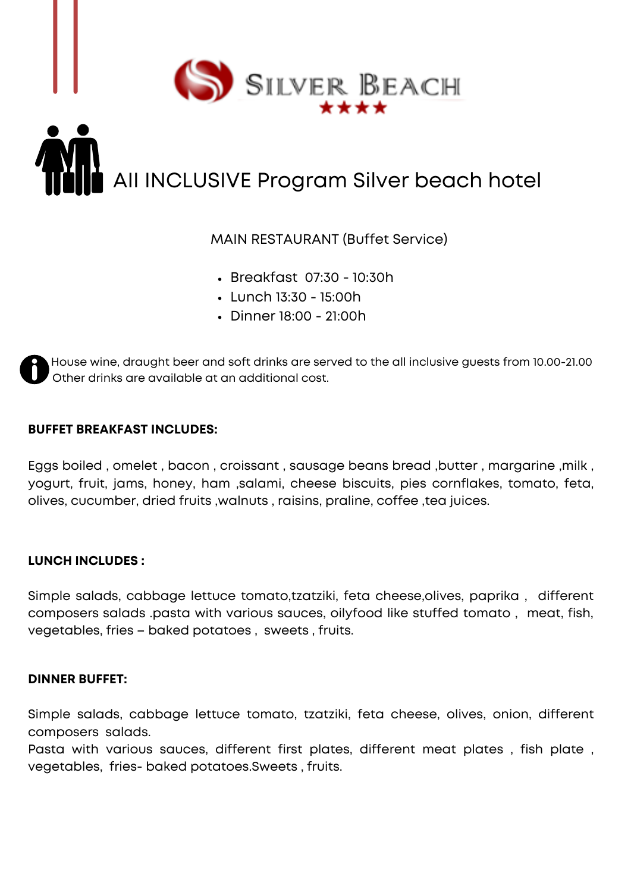SILVER BEACH ★★★★

# All INCLUSIVE Program Silver beach hotel

MAIN RESTAURANT (Buffet Service)

- Breakfast 07:30 - 10:30h
- Lunch 13:30 - 15:00h
- Dinner 18:00 - 21:00h

House wine, draught beer and soft drinks are served to the all inclusive guests from 10.00-21.00
Other drinks are available at an additional cost.

**BUFFET BREAKFAST INCLUDES:**

Eggs boiled , omelet , bacon , croissant , sausage beans bread ,butter , margarine ,milk , yogurt, fruit, jams, honey, ham ,salami, cheese biscuits, pies cornflakes, tomato, feta, olives, cucumber, dried fruits ,walnuts , raisins, praline, coffee ,tea juices.

**LUNCH INCLUDES :**

Simple salads, cabbage lettuce tomato,tzatziki, feta cheese,olives, paprika , different composers salads .pasta with various sauces, oilyfood like stuffed tomato , meat, fish, vegetables, fries – baked potatoes , sweets , fruits.

**DINNER BUFFET:**

Simple salads, cabbage lettuce tomato, tzatziki, feta cheese, olives, onion, different composers salads.
Pasta with various sauces, different first plates, different meat plates , fish plate , vegetables, fries- baked potatoes.Sweets , fruits.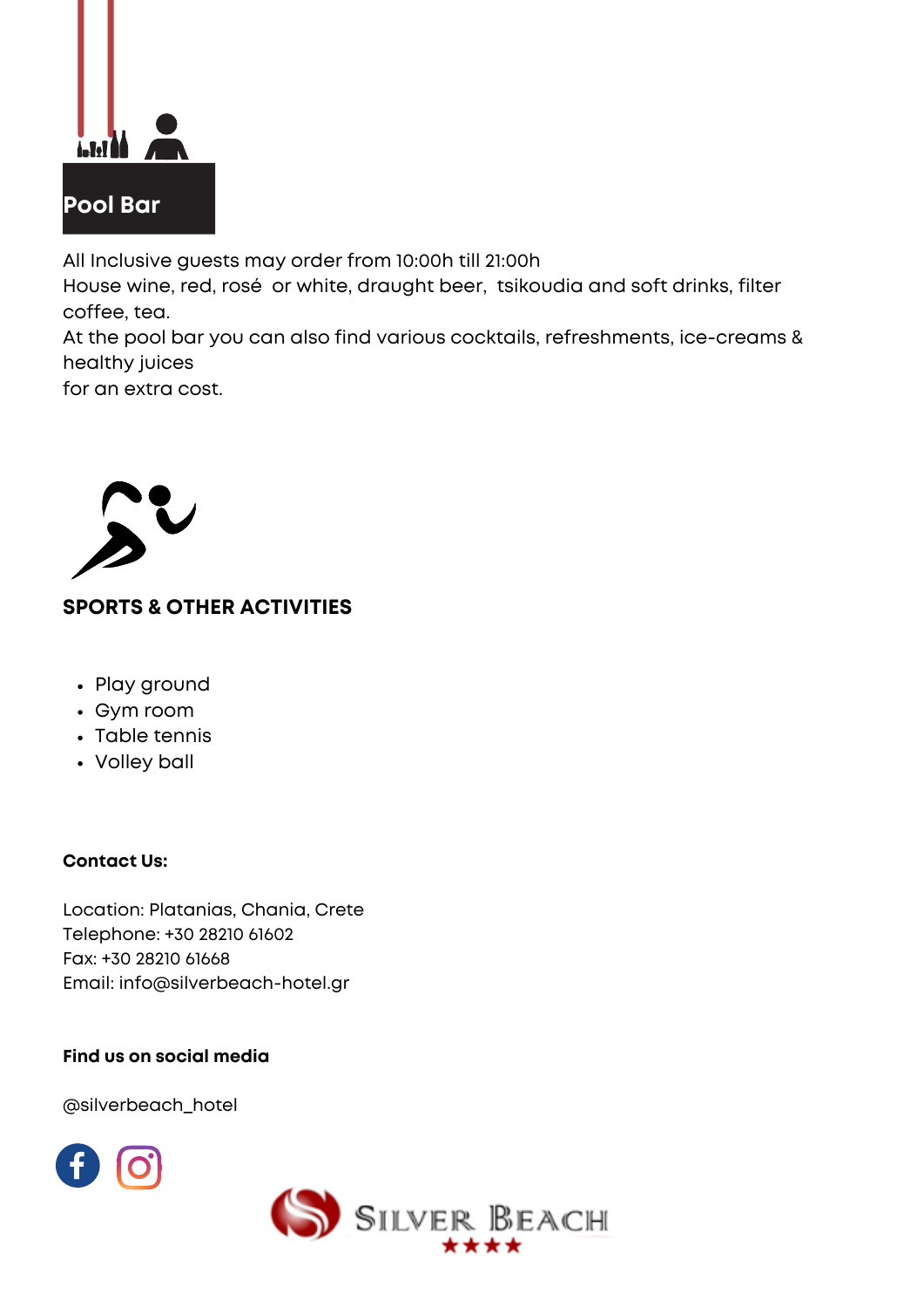## Pool Bar

All Inclusive guests may order from 10:00h till 21:00h
House wine, red, rosé or white, draught beer, tsikoudia and soft drinks, filter coffee, tea.
At the pool bar you can also find various cocktails, refreshments, ice-creams & healthy juices
for an extra cost.

## SPORTS & OTHER ACTIVITIES

- Play ground
- Gym room
- Table tennis
- Volley ball

**Contact Us:**

Location: Platanias, Chania, Crete
Telephone: +30 28210 61602
Fax: +30 28210 61668
Email: info@silverbeach-hotel.gr

**Find us on social media**

@silverbeach_hotel

SILVER BEACH